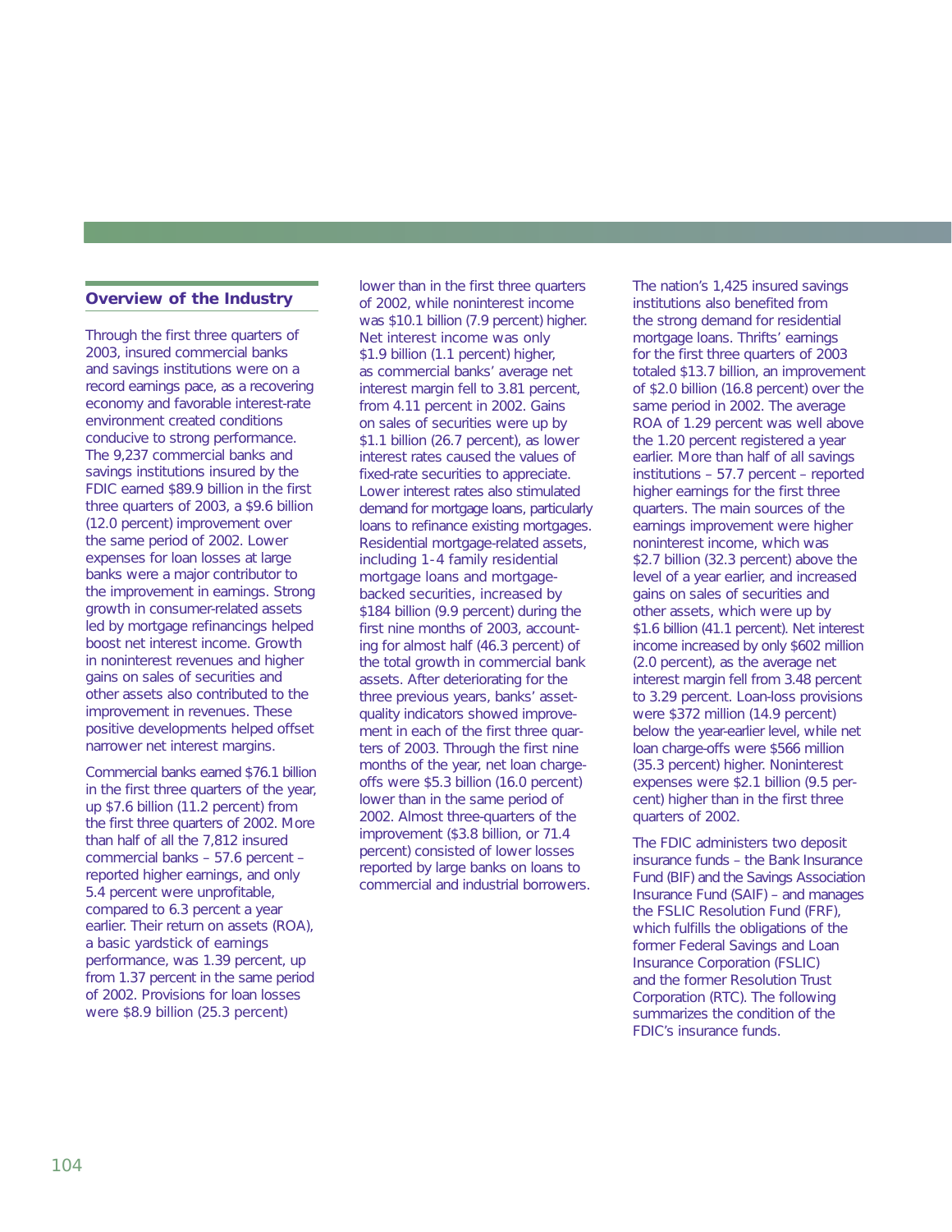## Overview of the Industry

Through the first three quarters of 2003, insured commercial banks and savings institutions were on a record earnings pace, as a recovering economy and favorable interest-rate environment created conditions conducive to strong performance. The 9,237 commercial banks and savings institutions insured by the FDIC earned $89.9 billion in the first three quarters of 2003, a $9.6 billion (12.0 percent) improvement over the same period of 2002. Lower expenses for loan losses at large banks were a major contributor to the improvement in earnings. Strong growth in consumer-related assets led by mortgage refinancings helped boost net interest income. Growth in noninterest revenues and higher gains on sales of securities and other assets also contributed to the improvement in revenues. These positive developments helped offset narrower net interest margins.

Commercial banks earned $76.1 billion in the first three quarters of the year, up $7.6 billion (11.2 percent) from the first three quarters of 2002. More than half of all the 7,812 insured commercial banks – 57.6 percent – reported higher earnings, and only 5.4 percent were unprofitable, compared to 6.3 percent a year earlier. Their return on assets (ROA), a basic yardstick of earnings performance, was 1.39 percent, up from 1.37 percent in the same period of 2002. Provisions for loan losses were $8.9 billion (25.3 percent) lower than in the first three quarters of 2002, while noninterest income was $10.1 billion (7.9 percent) higher. Net interest income was only $1.9 billion (1.1 percent) higher, as commercial banks' average net interest margin fell to 3.81 percent, from 4.11 percent in 2002. Gains on sales of securities were up by $1.1 billion (26.7 percent), as lower interest rates caused the values of fixed-rate securities to appreciate. Lower interest rates also stimulated demand for mortgage loans, particularly loans to refinance existing mortgages. Residential mortgage-related assets, including 1-4 family residential mortgage loans and mortgage-backed securities, increased by $184 billion (9.9 percent) during the first nine months of 2003, accounting for almost half (46.3 percent) of the total growth in commercial bank assets. After deteriorating for the three previous years, banks' asset-quality indicators showed improvement in each of the first three quarters of 2003. Through the first nine months of the year, net loan charge-offs were $5.3 billion (16.0 percent) lower than in the same period of 2002. Almost three-quarters of the improvement ($3.8 billion, or 71.4 percent) consisted of lower losses reported by large banks on loans to commercial and industrial borrowers.

The nation's 1,425 insured savings institutions also benefited from the strong demand for residential mortgage loans. Thrifts' earnings for the first three quarters of 2003 totaled $13.7 billion, an improvement of $2.0 billion (16.8 percent) over the same period in 2002. The average ROA of 1.29 percent was well above the 1.20 percent registered a year earlier. More than half of all savings institutions – 57.7 percent – reported higher earnings for the first three quarters. The main sources of the earnings improvement were higher noninterest income, which was $2.7 billion (32.3 percent) above the level of a year earlier, and increased gains on sales of securities and other assets, which were up by $1.6 billion (41.1 percent). Net interest income increased by only $602 million (2.0 percent), as the average net interest margin fell from 3.48 percent to 3.29 percent. Loan-loss provisions were $372 million (14.9 percent) below the year-earlier level, while net loan charge-offs were $566 million (35.3 percent) higher. Noninterest expenses were $2.1 billion (9.5 percent) higher than in the first three quarters of 2002.

The FDIC administers two deposit insurance funds – the Bank Insurance Fund (BIF) and the Savings Association Insurance Fund (SAIF) – and manages the FSLIC Resolution Fund (FRF), which fulfills the obligations of the former Federal Savings and Loan Insurance Corporation (FSLIC) and the former Resolution Trust Corporation (RTC). The following summarizes the condition of the FDIC's insurance funds.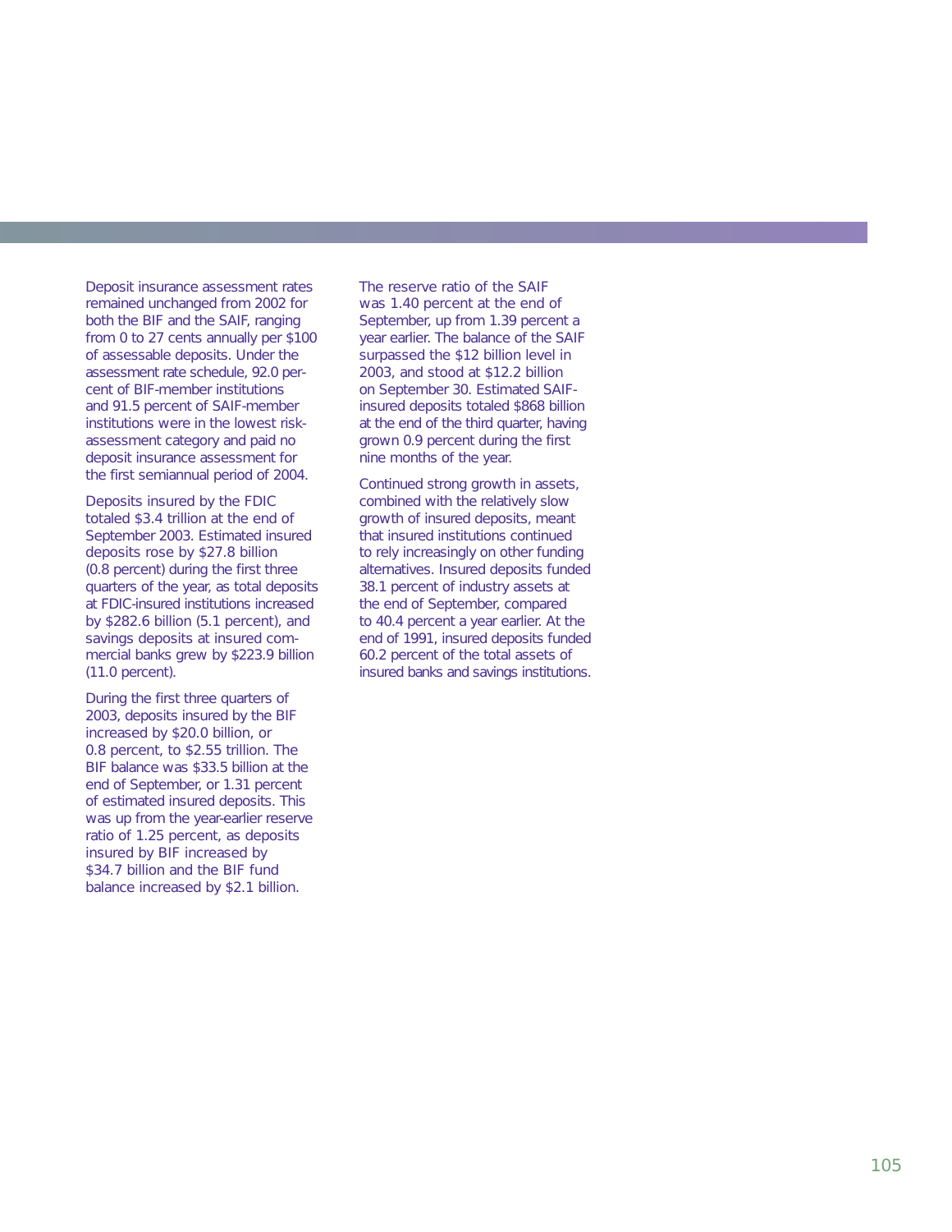Deposit insurance assessment rates remained unchanged from 2002 for both the BIF and the SAIF, ranging from 0 to 27 cents annually per $100 of assessable deposits. Under the assessment rate schedule, 92.0 percent of BIF-member institutions and 91.5 percent of SAIF-member institutions were in the lowest risk-assessment category and paid no deposit insurance assessment for the first semiannual period of 2004.

Deposits insured by the FDIC totaled $3.4 trillion at the end of September 2003. Estimated insured deposits rose by $27.8 billion (0.8 percent) during the first three quarters of the year, as total deposits at FDIC-insured institutions increased by $282.6 billion (5.1 percent), and savings deposits at insured commercial banks grew by $223.9 billion (11.0 percent).

During the first three quarters of 2003, deposits insured by the BIF increased by $20.0 billion, or 0.8 percent, to $2.55 trillion. The BIF balance was $33.5 billion at the end of September, or 1.31 percent of estimated insured deposits. This was up from the year-earlier reserve ratio of 1.25 percent, as deposits insured by BIF increased by $34.7 billion and the BIF fund balance increased by $2.1 billion.

The reserve ratio of the SAIF was 1.40 percent at the end of September, up from 1.39 percent a year earlier. The balance of the SAIF surpassed the $12 billion level in 2003, and stood at $12.2 billion on September 30. Estimated SAIF-insured deposits totaled $868 billion at the end of the third quarter, having grown 0.9 percent during the first nine months of the year.

Continued strong growth in assets, combined with the relatively slow growth of insured deposits, meant that insured institutions continued to rely increasingly on other funding alternatives. Insured deposits funded 38.1 percent of industry assets at the end of September, compared to 40.4 percent a year earlier. At the end of 1991, insured deposits funded 60.2 percent of the total assets of insured banks and savings institutions.